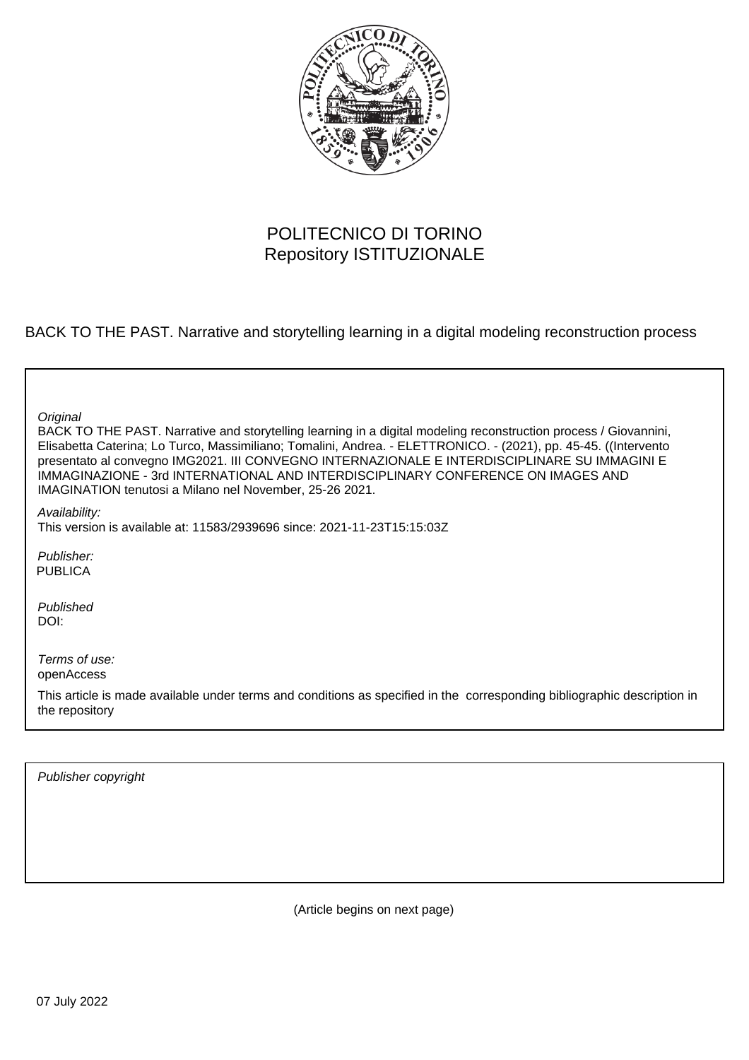POLITECNICO DI TORINO
Repository ISTITUZIONALE

BACK TO THE PAST. Narrative and storytelling learning in a digital modeling reconstruction process

*Original*
BACK TO THE PAST. Narrative and storytelling learning in a digital modeling reconstruction process / Giovannini, Elisabetta Caterina; Lo Turco, Massimiliano; Tomalini, Andrea. - ELETTRONICO. - (2021), pp. 45-45. ((Intervento presentato al convegno IMG2021. III CONVEGNO INTERNAZIONALE E INTERDISCIPLINARE SU IMMAGINI E IMMAGINAZIONE - 3rd INTERNATIONAL AND INTERDISCIPLINARY CONFERENCE ON IMAGES AND IMAGINATION tenutosi a Milano nel November, 25-26 2021.

*Availability:*
This version is available at: 11583/2939696 since: 2021-11-23T15:15:03Z

*Publisher:*
PUBLICA

*Published*
DOI:

*Terms of use:*
openAccess

This article is made available under terms and conditions as specified in the corresponding bibliographic description in the repository

*Publisher copyright*

(Article begins on next page)

07 July 2022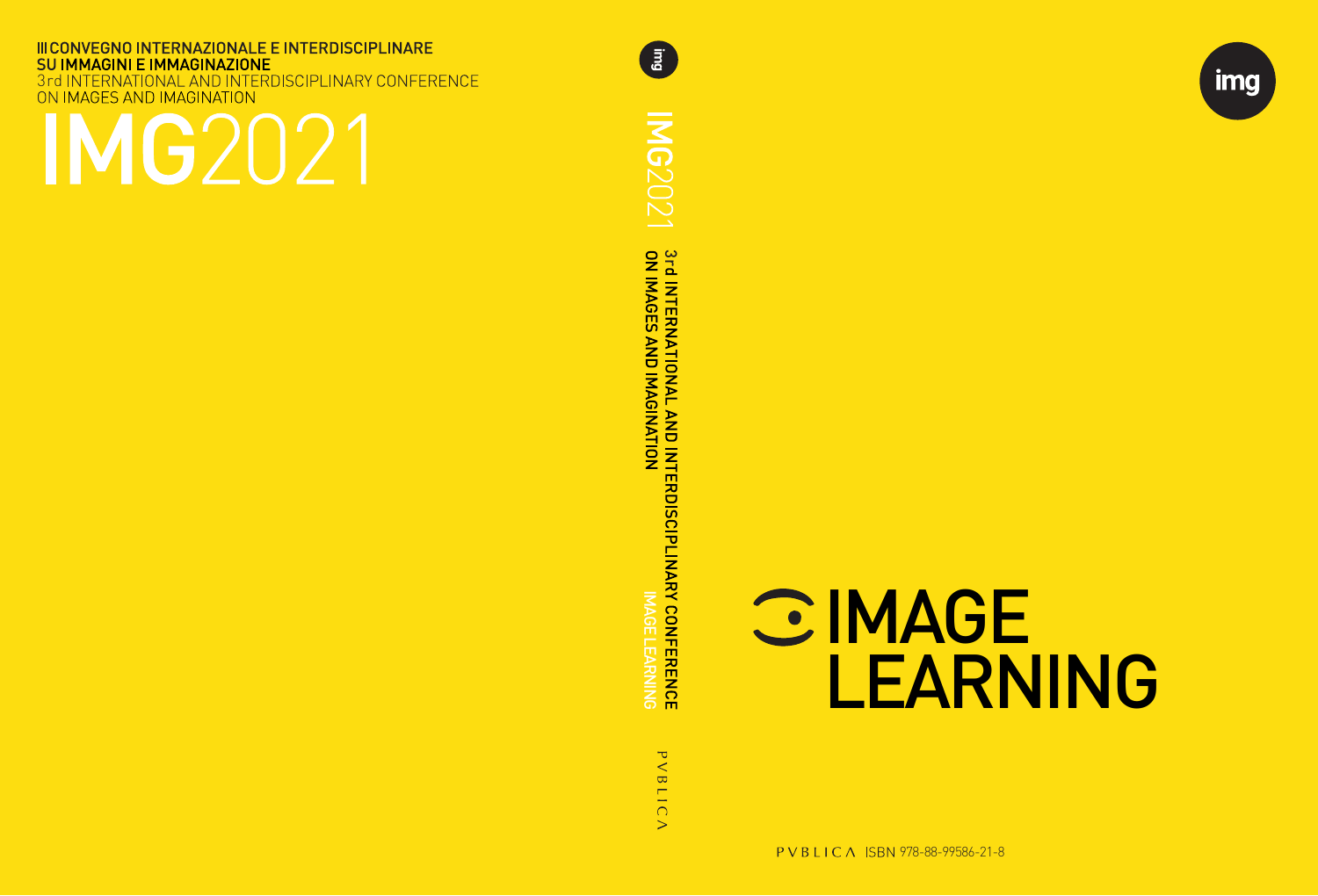III CONVEGNO INTERNAZIONALE E INTERDISCIPLINARE
SU IMMAGINI E IMMAGINAZIONE

3rd INTERNATIONAL AND INTERDISCIPLINARY CONFERENCE
ON IMAGES AND IMAGINATION

# IMG2021

img

IMG2021 3rd INTERNATIONAL AND INTERDISCIPLINARY CONFERENCE ON IMAGES AND IMAGINATION IMAGE LEARNING

PVBLICA

img

# IMAGE LEARNING

PVBLICA ISBN 978-88-99586-21-8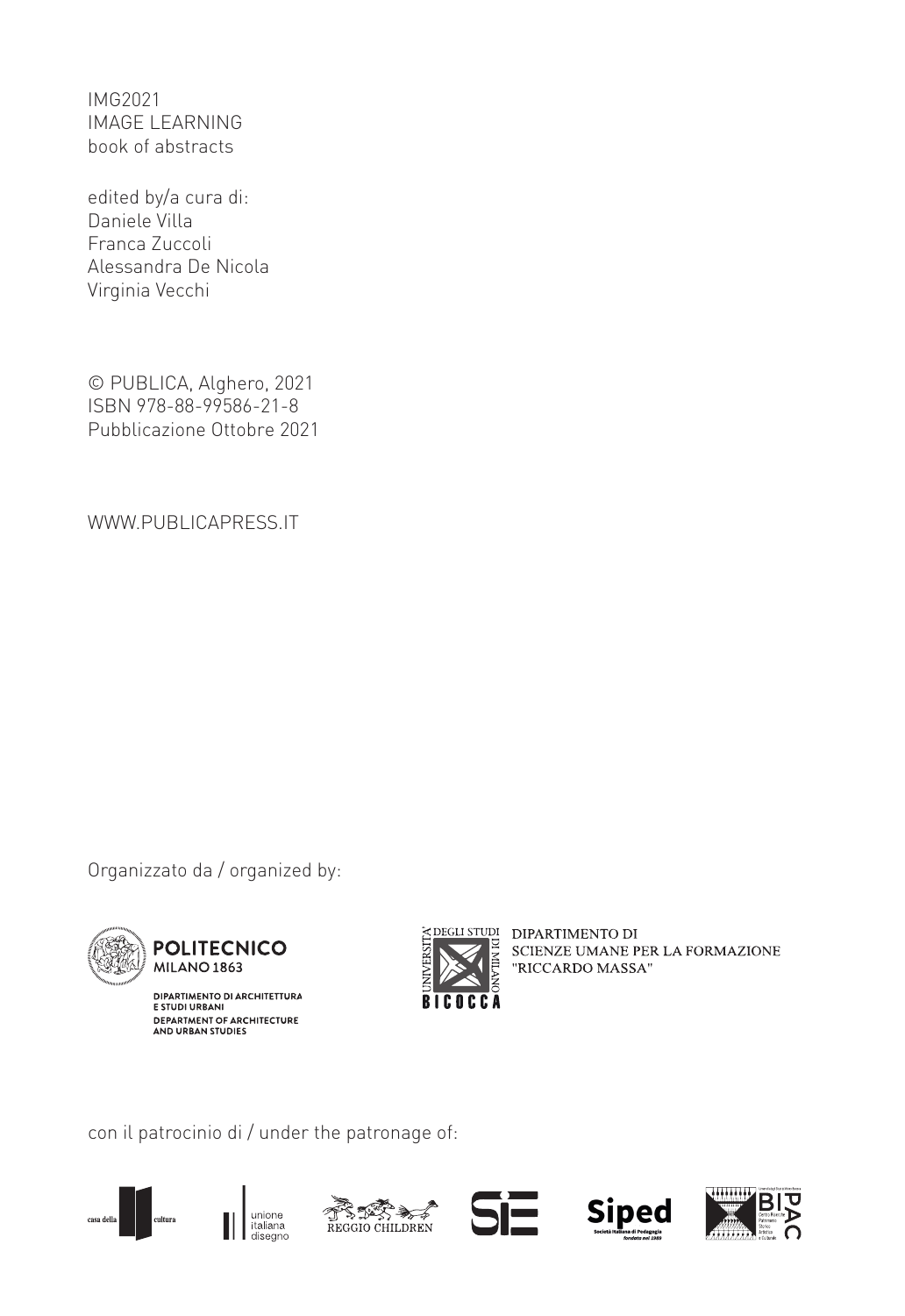IMG2021
IMAGE LEARNING
book of abstracts

edited by/a cura di:
Daniele Villa
Franca Zuccoli
Alessandra De Nicola
Virginia Vecchi

© PUBLICA, Alghero, 2021
ISBN 978-88-99586-21-8
Pubblicazione Ottobre 2021

WWW.PUBLICAPRESS.IT

Organizzato da / organized by:

POLITECNICO
MILANO 1863

DIPARTIMENTO DI ARCHITETTURA
E STUDI URBANI
DEPARTMENT OF ARCHITECTURE
AND URBAN STUDIES

UNIVERSITÀ DEGLI STUDI DI MILANO
BICOCCA

DIPARTIMENTO DI
SCIENZE UMANE PER LA FORMAZIONE
"RICCARDO MASSA"

con il patrocinio di / under the patronage of:

casa della cultura

unione
italiana
disegno

REGGIO CHILDREN

SIE

Siped
Società Italiana di Pedagogia
fondata nel 1989

BIPAC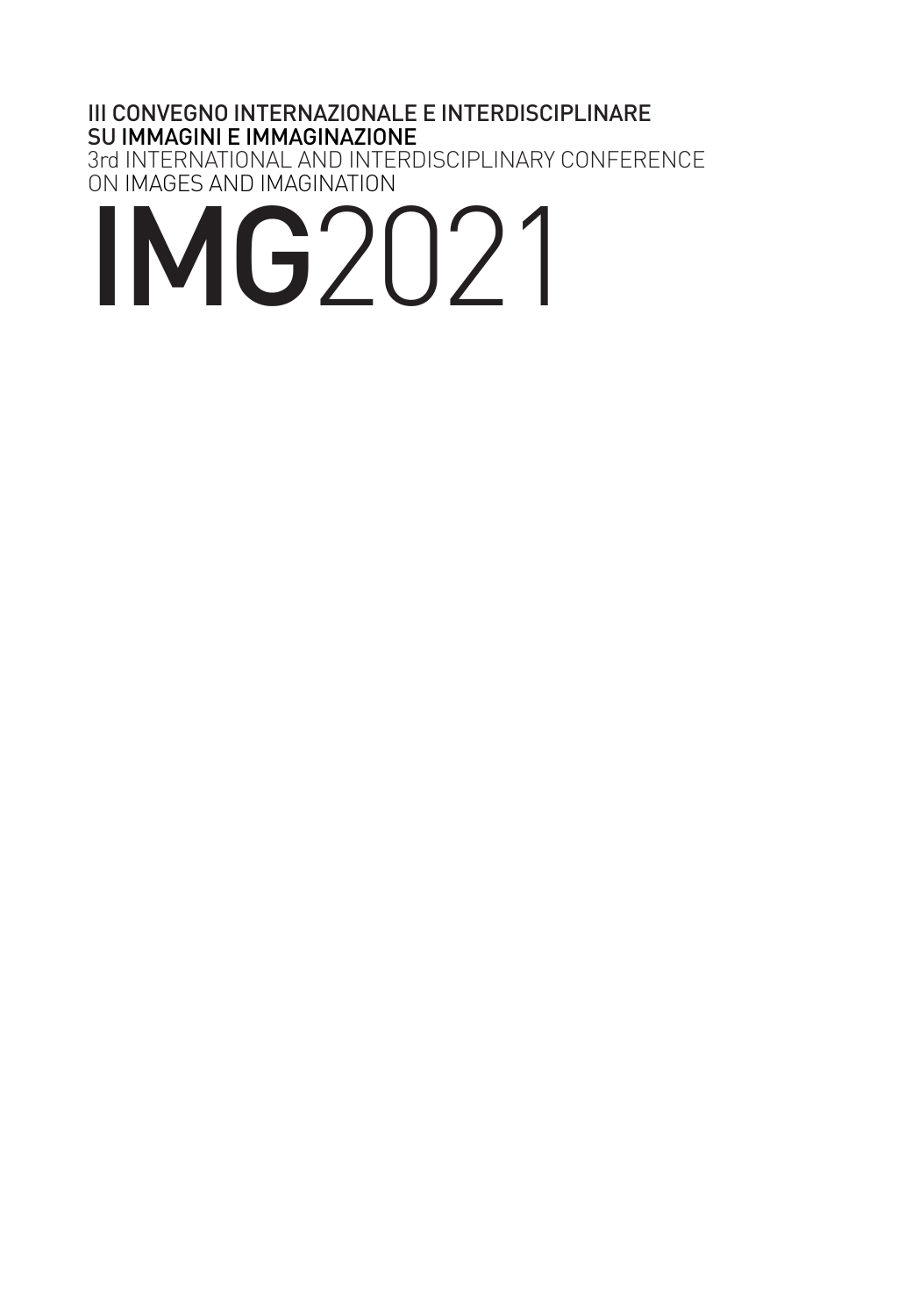III CONVEGNO INTERNAZIONALE E INTERDISCIPLINARE SU IMMAGINI E IMMAGINAZIONE

3rd INTERNATIONAL AND INTERDISCIPLINARY CONFERENCE ON IMAGES AND IMAGINATION

# **IMG**2021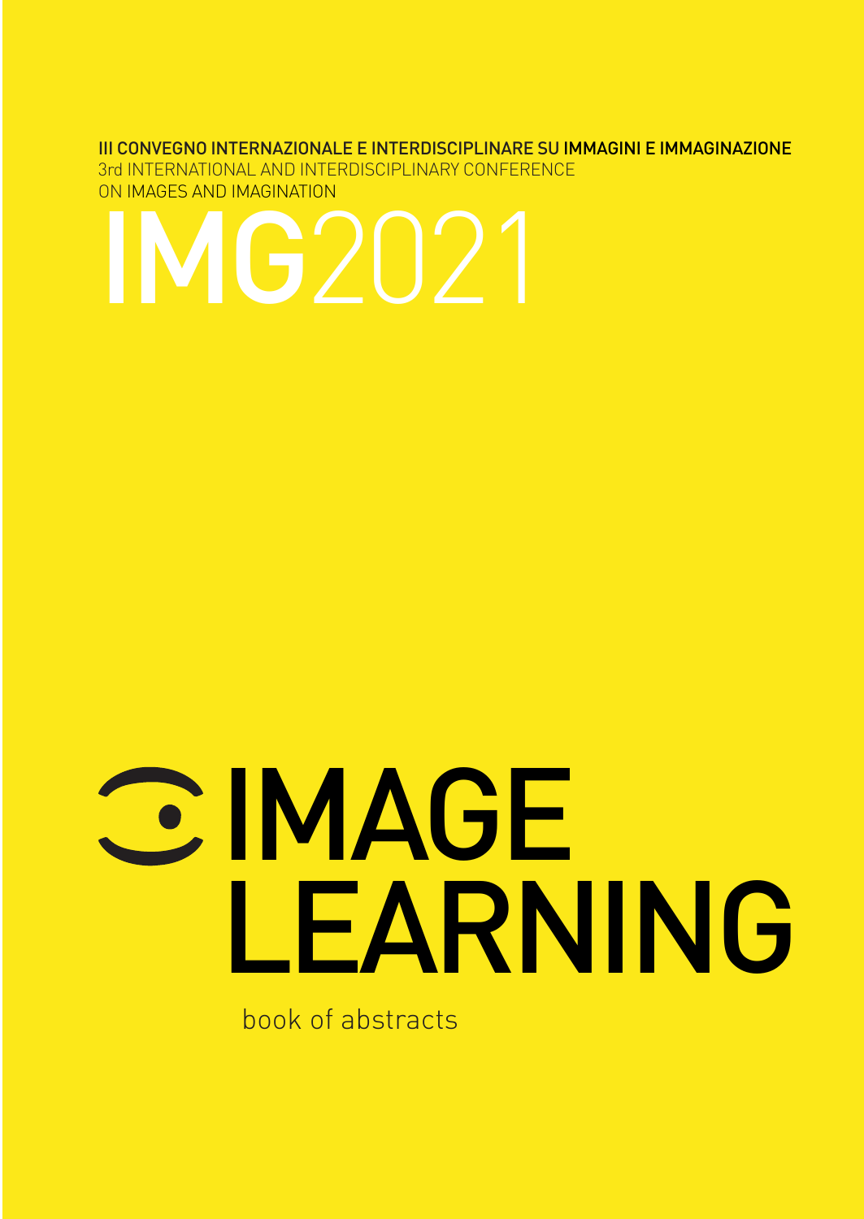III CONVEGNO INTERNAZIONALE E INTERDISCIPLINARE SU IMMAGINI E IMMAGINAZIONE
3rd INTERNATIONAL AND INTERDISCIPLINARY CONFERENCE
ON IMAGES AND IMAGINATION

# IMG2021

# IMAGE LEARNING

book of abstracts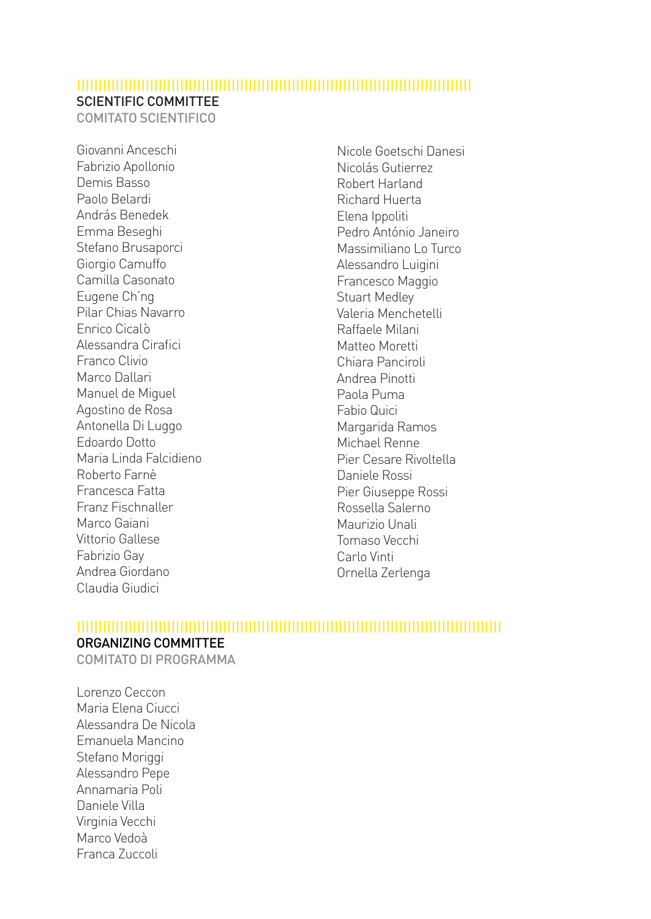## SCIENTIFIC COMMITTEE
### COMITATO SCIENTIFICO

Giovanni Anceschi
Fabrizio Apollonio
Demis Basso
Paolo Belardi
András Benedek
Emma Beseghi
Stefano Brusaporci
Giorgio Camuffo
Camilla Casonato
Eugene Ch'ng
Pilar Chias Navarro
Enrico Cicalò
Alessandra Cirafici
Franco Clivio
Marco Dallari
Manuel de Miguel
Agostino de Rosa
Antonella Di Luggo
Edoardo Dotto
Maria Linda Falcidieno
Roberto Farnè
Francesca Fatta
Franz Fischnaller
Marco Gaiani
Vittorio Gallese
Fabrizio Gay
Andrea Giordano
Claudia Giudici
Nicole Goetschi Danesi
Nicolás Gutierrez
Robert Harland
Richard Huerta
Elena Ippoliti
Pedro António Janeiro
Massimiliano Lo Turco
Alessandro Luigini
Francesco Maggio
Stuart Medley
Valeria Menchetelli
Raffaele Milani
Matteo Moretti
Chiara Panciroli
Andrea Pinotti
Paola Puma
Fabio Quici
Margarida Ramos
Michael Renne
Pier Cesare Rivoltella
Daniele Rossi
Pier Giuseppe Rossi
Rossella Salerno
Maurizio Unali
Tomaso Vecchi
Carlo Vinti
Ornella Zerlenga

## ORGANIZING COMMITTEE
### COMITATO DI PROGRAMMA

Lorenzo Ceccon
Maria Elena Ciucci
Alessandra De Nicola
Emanuela Mancino
Stefano Moriggi
Alessandro Pepe
Annamaria Poli
Daniele Villa
Virginia Vecchi
Marco Vedoà
Franca Zuccoli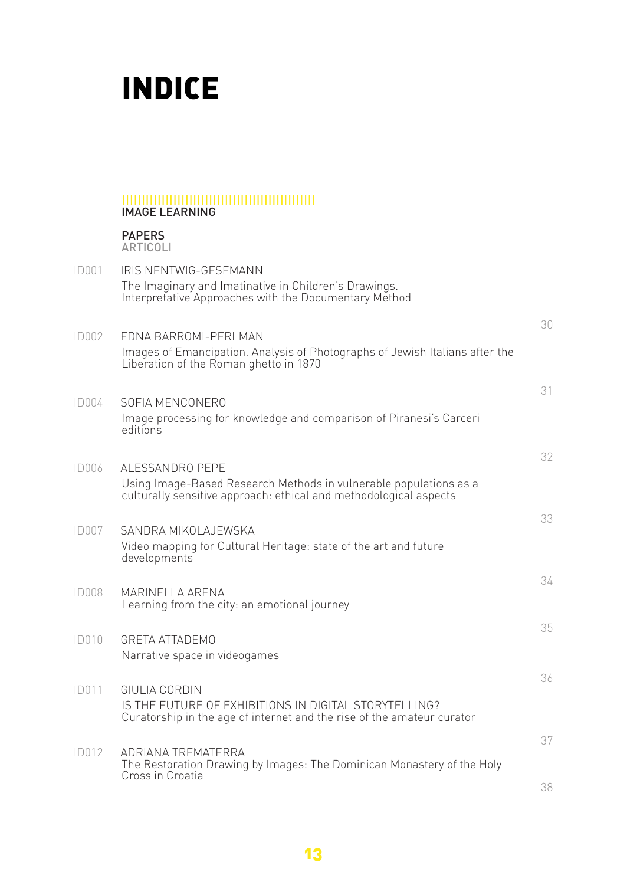# INDICE

## IMAGE LEARNING

### PAPERS
ARTICOLI

| ID | Author / Title | Page |
|---|---|---|
| ID001 | IRIS NENTWIG-GESEMANN<br>The Imaginary and Imatinative in Children's Drawings. Interpretative Approaches with the Documentary Method | 30 |
| ID002 | EDNA BARROMI-PERLMAN<br>Images of Emancipation. Analysis of Photographs of Jewish Italians after the Liberation of the Roman ghetto in 1870 | 31 |
| ID004 | SOFIA MENCONERO<br>Image processing for knowledge and comparison of Piranesi's Carceri editions | 32 |
| ID006 | ALESSANDRO PEPE<br>Using Image-Based Research Methods in vulnerable populations as a culturally sensitive approach: ethical and methodological aspects | 33 |
| ID007 | SANDRA MIKOLAJEWSKA<br>Video mapping for Cultural Heritage: state of the art and future developments | 34 |
| ID008 | MARINELLA ARENA<br>Learning from the city: an emotional journey | 35 |
| ID010 | GRETA ATTADEMO<br>Narrative space in videogames | 36 |
| ID011 | GIULIA CORDIN<br>IS THE FUTURE OF EXHIBITIONS IN DIGITAL STORYTELLING? Curatorship in the age of internet and the rise of the amateur curator | 37 |
| ID012 | ADRIANA TREMATERRA<br>The Restoration Drawing by Images: The Dominican Monastery of the Holy Cross in Croatia | 38 |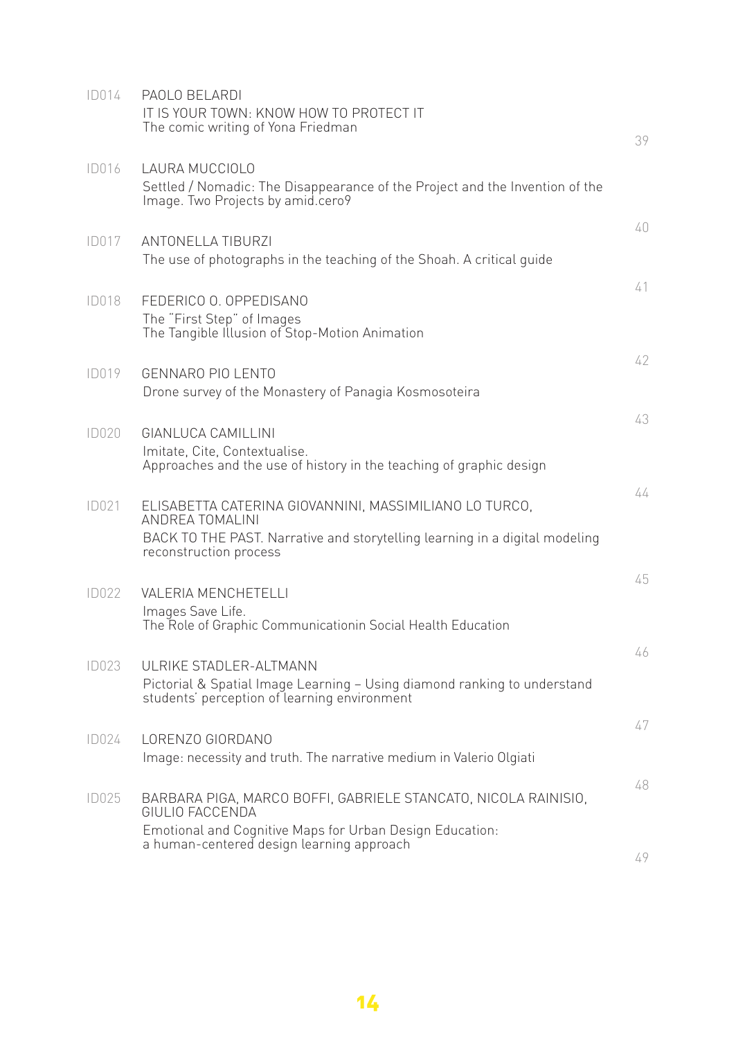| | | |
|---|---|---|
| ID014 | PAOLO BELARDI<br>IT IS YOUR TOWN: KNOW HOW TO PROTECT IT<br>The comic writing of Yona Friedman | 39 |
| ID016 | LAURA MUCCIOLO<br>Settled / Nomadic: The Disappearance of the Project and the Invention of the Image. Two Projects by amid.cero9 | 40 |
| ID017 | ANTONELLA TIBURZI<br>The use of photographs in the teaching of the Shoah. A critical guide | 41 |
| ID018 | FEDERICO O. OPPEDISANO<br>The "First Step" of Images<br>The Tangible Illusion of Stop-Motion Animation | 42 |
| ID019 | GENNARO PIO LENTO<br>Drone survey of the Monastery of Panagia Kosmosoteira | 43 |
| ID020 | GIANLUCA CAMILLINI<br>Imitate, Cite, Contextualise.<br>Approaches and the use of history in the teaching of graphic design | 44 |
| ID021 | ELISABETTA CATERINA GIOVANNINI, MASSIMILIANO LO TURCO, ANDREA TOMALINI<br>BACK TO THE PAST. Narrative and storytelling learning in a digital modeling reconstruction process | 45 |
| ID022 | VALERIA MENCHETELLI<br>Images Save Life.<br>The Role of Graphic Communicationin Social Health Education | 46 |
| ID023 | ULRIKE STADLER-ALTMANN<br>Pictorial & Spatial Image Learning – Using diamond ranking to understand students' perception of learning environment | 47 |
| ID024 | LORENZO GIORDANO<br>Image: necessity and truth. The narrative medium in Valerio Olgiati | 48 |
| ID025 | BARBARA PIGA, MARCO BOFFI, GABRIELE STANCATO, NICOLA RAINISIO, GIULIO FACCENDA<br>Emotional and Cognitive Maps for Urban Design Education:<br>a human-centered design learning approach | 49 |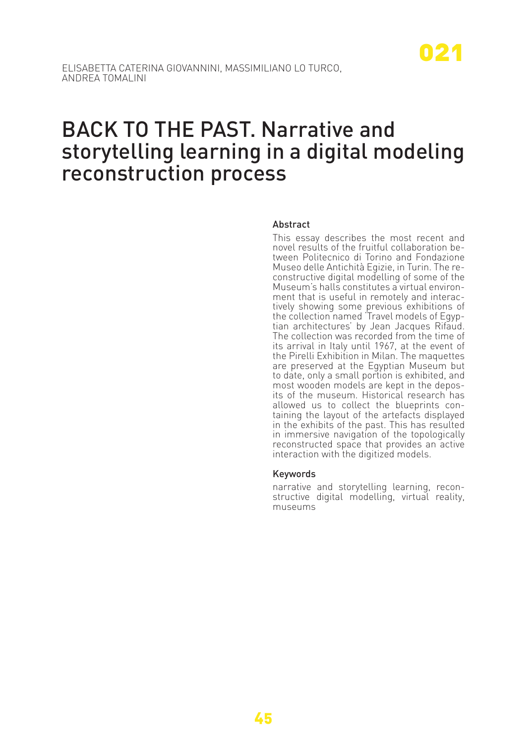021

ELISABETTA CATERINA GIOVANNINI, MASSIMILIANO LO TURCO, ANDREA TOMALINI

# BACK TO THE PAST. Narrative and storytelling learning in a digital modeling reconstruction process

### Abstract

This essay describes the most recent and novel results of the fruitful collaboration between Politecnico di Torino and Fondazione Museo delle Antichità Egizie, in Turin. The reconstructive digital modelling of some of the Museum's halls constitutes a virtual environment that is useful in remotely and interactively showing some previous exhibitions of the collection named 'Travel models of Egyptian architectures' by Jean Jacques Rifaud. The collection was recorded from the time of its arrival in Italy until 1967, at the event of the Pirelli Exhibition in Milan. The maquettes are preserved at the Egyptian Museum but to date, only a small portion is exhibited, and most wooden models are kept in the deposits of the museum. Historical research has allowed us to collect the blueprints containing the layout of the artefacts displayed in the exhibits of the past. This has resulted in immersive navigation of the topologically reconstructed space that provides an active interaction with the digitized models.

### Keywords

narrative and storytelling learning, reconstructive digital modelling, virtual reality, museums